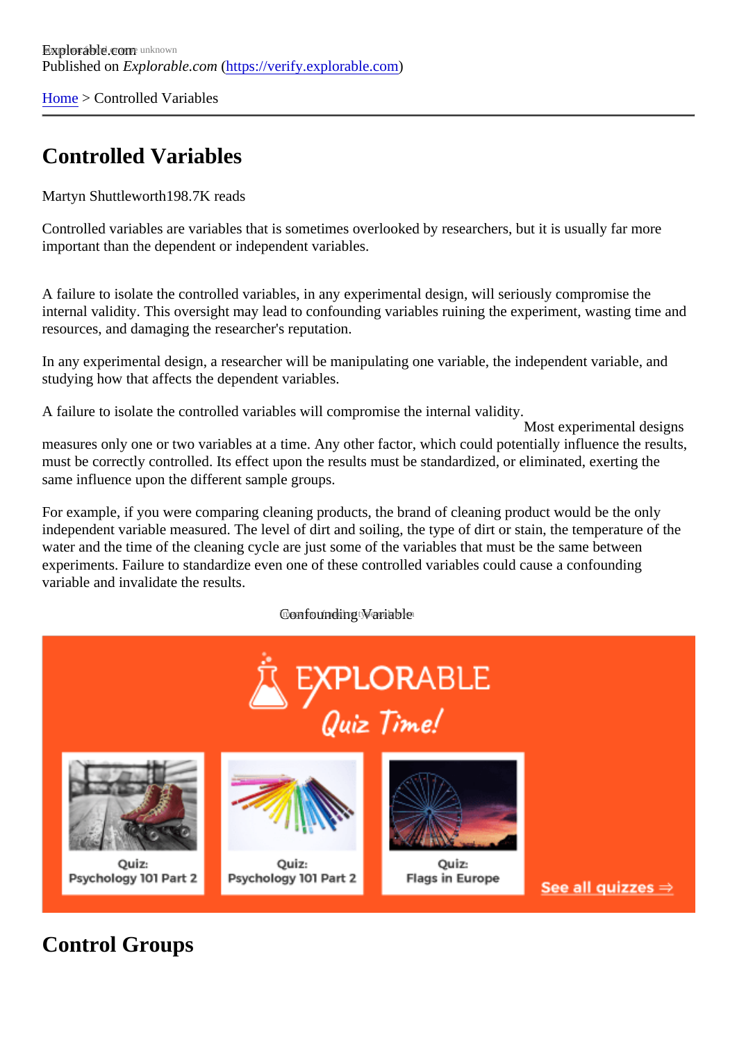Explorable.com
Published on *Explorable.com* (https://verify.explorable.com)

Home > Controlled Variables

# Controlled Variables

Martyn Shuttleworth198.7K reads

Controlled variables are variables that is sometimes overlooked by researchers, but it is usually far more important than the dependent or independent variables.

A failure to isolate the controlled variables, in any experimental design, will seriously compromise the internal validity. This oversight may lead to confounding variables ruining the experiment, wasting time and resources, and damaging the researcher's reputation.

In any experimental design, a researcher will be manipulating one variable, the independent variable, and studying how that affects the dependent variables.

A failure to isolate the controlled variables will compromise the internal validity.

Most experimental designs measures only one or two variables at a time. Any other factor, which could potentially influence the results, must be correctly controlled. Its effect upon the results must be standardized, or eliminated, exerting the same influence upon the different sample groups.

For example, if you were comparing cleaning products, the brand of cleaning product would be the only independent variable measured. The level of dirt and soiling, the type of dirt or stain, the temperature of the water and the time of the cleaning cycle are just some of the variables that must be the same between experiments. Failure to standardize even one of these controlled variables could cause a confounding variable and invalidate the results.

Confounding Variable

## Control Groups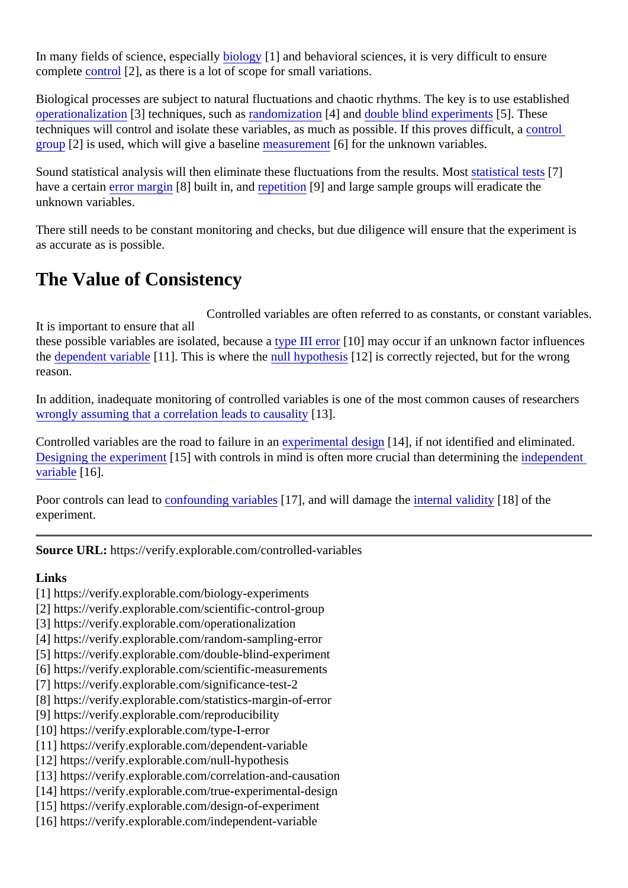In many fields of science, especially biology [1] and behavioral sciences, it is very difficult to ensure complete control [2], as there is a lot of scope for small variations.

Biological processes are subject to natural fluctuations and chaotic rhythms. The key is to use established operationalization [3] techniques, such as randomization [4] and double blind experiments [5]. These techniques will control and isolate these variables, as much as possible. If this proves difficult, a control group [2] is used, which will give a baseline measurement [6] for the unknown variables.

Sound statistical analysis will then eliminate these fluctuations from the results. Most statistical tests [7] have a certain error margin [8] built in, and repetition [9] and large sample groups will eradicate the unknown variables.

There still needs to be constant monitoring and checks, but due diligence will ensure that the experiment is as accurate as is possible.

## The Value of Consistency

Controlled variables are often referred to as constants, or constant variables. It is important to ensure that all these possible variables are isolated, because a type III error [10] may occur if an unknown factor influences the dependent variable [11]. This is where the null hypothesis [12] is correctly rejected, but for the wrong reason.

In addition, inadequate monitoring of controlled variables is one of the most common causes of researchers wrongly assuming that a correlation leads to causality [13].

Controlled variables are the road to failure in an experimental design [14], if not identified and eliminated. Designing the experiment [15] with controls in mind is often more crucial than determining the independent variable [16].

Poor controls can lead to confounding variables [17], and will damage the internal validity [18] of the experiment.

---

**Source URL:** https://verify.explorable.com/controlled-variables

**Links**

[1] https://verify.explorable.com/biology-experiments
[2] https://verify.explorable.com/scientific-control-group
[3] https://verify.explorable.com/operationalization
[4] https://verify.explorable.com/random-sampling-error
[5] https://verify.explorable.com/double-blind-experiment
[6] https://verify.explorable.com/scientific-measurements
[7] https://verify.explorable.com/significance-test-2
[8] https://verify.explorable.com/statistics-margin-of-error
[9] https://verify.explorable.com/reproducibility
[10] https://verify.explorable.com/type-I-error
[11] https://verify.explorable.com/dependent-variable
[12] https://verify.explorable.com/null-hypothesis
[13] https://verify.explorable.com/correlation-and-causation
[14] https://verify.explorable.com/true-experimental-design
[15] https://verify.explorable.com/design-of-experiment
[16] https://verify.explorable.com/independent-variable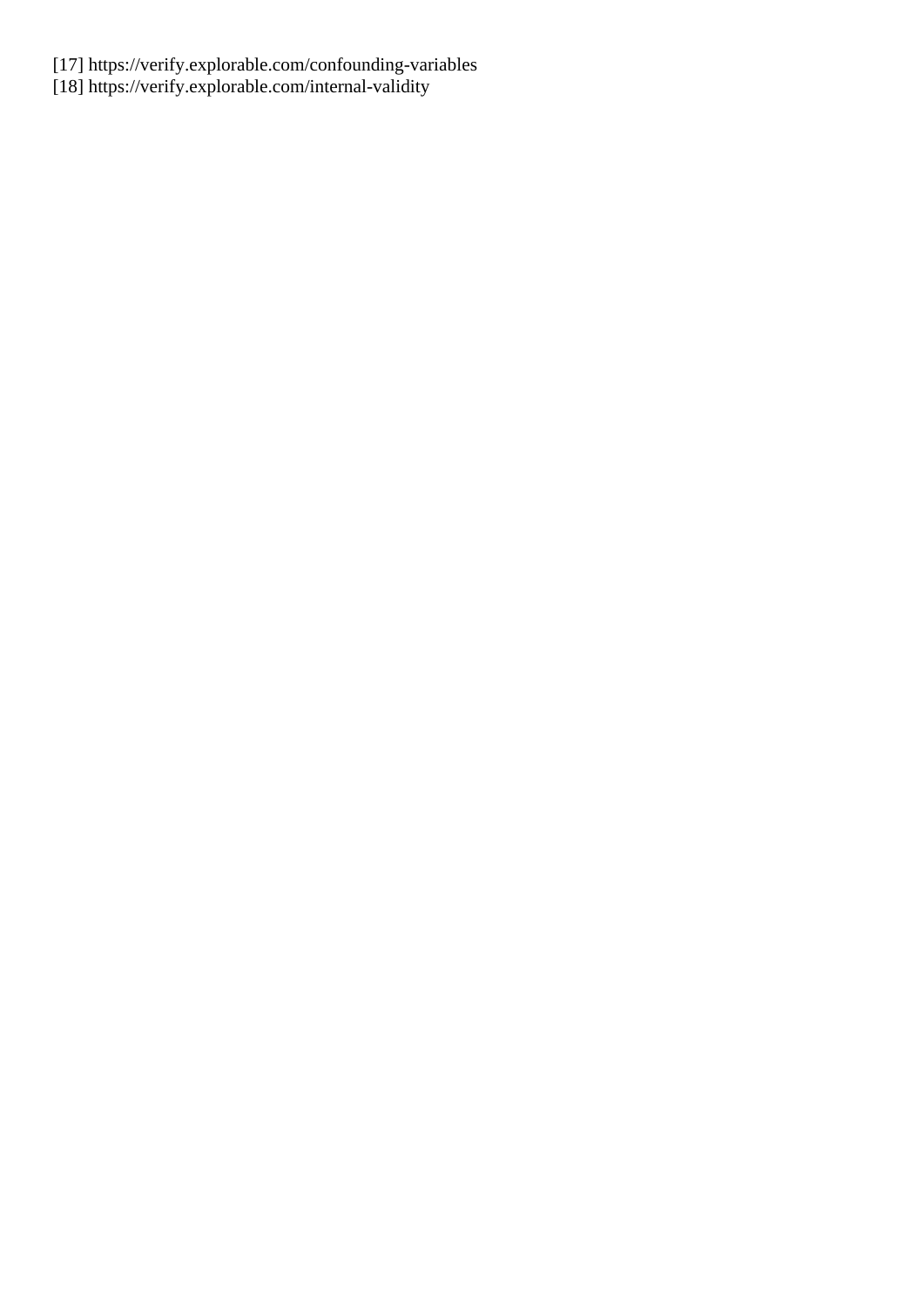[17] https://verify.explorable.com/confounding-variables
[18] https://verify.explorable.com/internal-validity